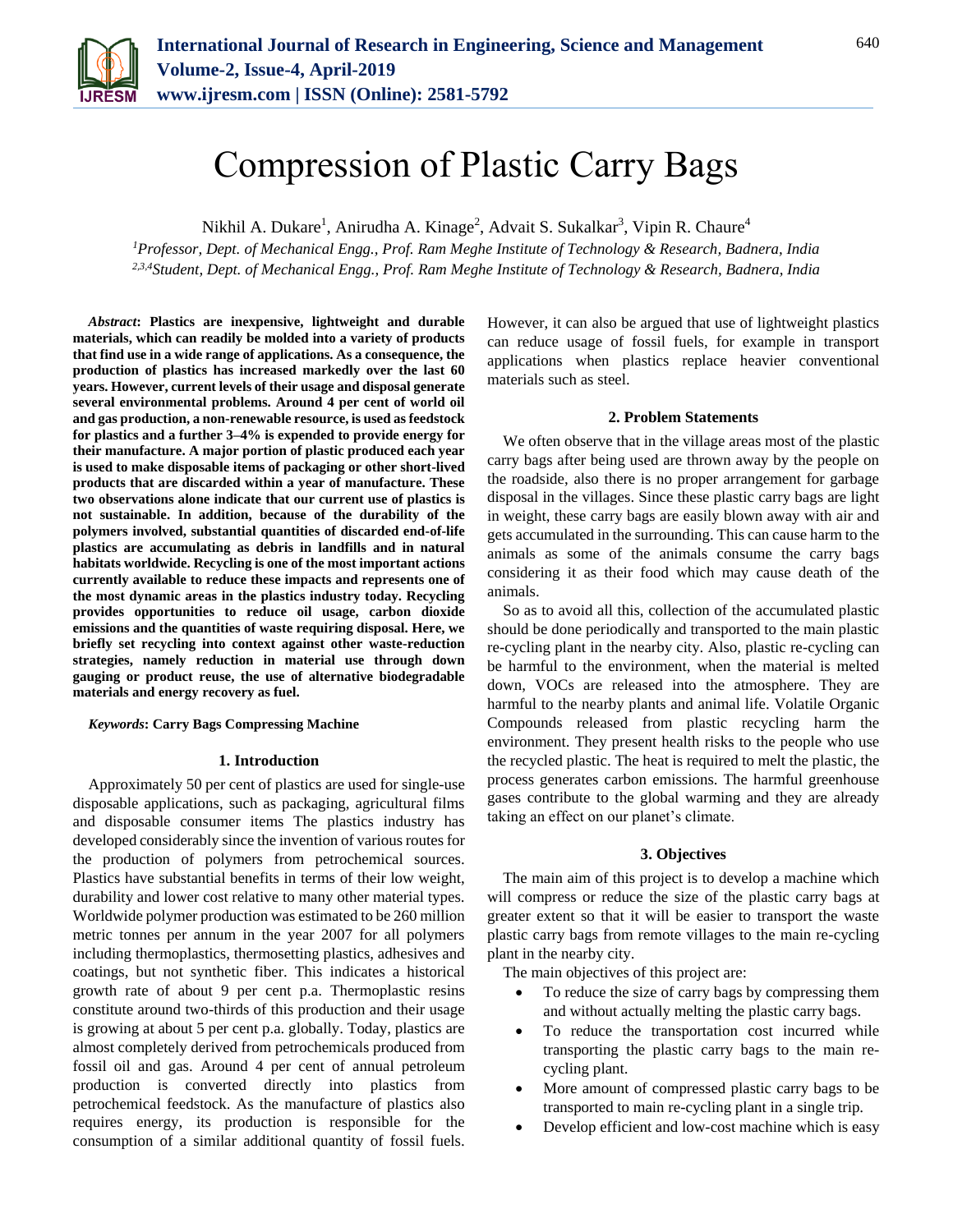# Compression of Plastic Carry Bags

Nikhil A. Dukare[1], Anirudha A. Kinage[2], Advait S. Sukalkar[3], Vipin R. Chaure[4]

[1]*Professor, Dept. of Mechanical Engg., Prof. Ram Meghe Institute of Technology & Research, Badnera, India*
[2,3,4]*Student, Dept. of Mechanical Engg., Prof. Ram Meghe Institute of Technology & Research, Badnera, India*

***Abstract*: Plastics are inexpensive, lightweight and durable materials, which can readily be molded into a variety of products that find use in a wide range of applications. As a consequence, the production of plastics has increased markedly over the last 60 years. However, current levels of their usage and disposal generate several environmental problems. Around 4 per cent of world oil and gas production, a non-renewable resource, is used as feedstock for plastics and a further 3–4% is expended to provide energy for their manufacture. A major portion of plastic produced each year is used to make disposable items of packaging or other short-lived products that are discarded within a year of manufacture. These two observations alone indicate that our current use of plastics is not sustainable. In addition, because of the durability of the polymers involved, substantial quantities of discarded end-of-life plastics are accumulating as debris in landfills and in natural habitats worldwide. Recycling is one of the most important actions currently available to reduce these impacts and represents one of the most dynamic areas in the plastics industry today. Recycling provides opportunities to reduce oil usage, carbon dioxide emissions and the quantities of waste requiring disposal. Here, we briefly set recycling into context against other waste-reduction strategies, namely reduction in material use through down gauging or product reuse, the use of alternative biodegradable materials and energy recovery as fuel.**

***Keywords*: Carry Bags Compressing Machine**

## 1. Introduction

Approximately 50 per cent of plastics are used for single-use disposable applications, such as packaging, agricultural films and disposable consumer items The plastics industry has developed considerably since the invention of various routes for the production of polymers from petrochemical sources. Plastics have substantial benefits in terms of their low weight, durability and lower cost relative to many other material types. Worldwide polymer production was estimated to be 260 million metric tonnes per annum in the year 2007 for all polymers including thermoplastics, thermosetting plastics, adhesives and coatings, but not synthetic fiber. This indicates a historical growth rate of about 9 per cent p.a. Thermoplastic resins constitute around two-thirds of this production and their usage is growing at about 5 per cent p.a. globally. Today, plastics are almost completely derived from petrochemicals produced from fossil oil and gas. Around 4 per cent of annual petroleum production is converted directly into plastics from petrochemical feedstock. As the manufacture of plastics also requires energy, its production is responsible for the consumption of a similar additional quantity of fossil fuels. However, it can also be argued that use of lightweight plastics can reduce usage of fossil fuels, for example in transport applications when plastics replace heavier conventional materials such as steel.

## 2. Problem Statements

We often observe that in the village areas most of the plastic carry bags after being used are thrown away by the people on the roadside, also there is no proper arrangement for garbage disposal in the villages. Since these plastic carry bags are light in weight, these carry bags are easily blown away with air and gets accumulated in the surrounding. This can cause harm to the animals as some of the animals consume the carry bags considering it as their food which may cause death of the animals.

So as to avoid all this, collection of the accumulated plastic should be done periodically and transported to the main plastic re-cycling plant in the nearby city. Also, plastic re-cycling can be harmful to the environment, when the material is melted down, VOCs are released into the atmosphere. They are harmful to the nearby plants and animal life. Volatile Organic Compounds released from plastic recycling harm the environment. They present health risks to the people who use the recycled plastic. The heat is required to melt the plastic, the process generates carbon emissions. The harmful greenhouse gases contribute to the global warming and they are already taking an effect on our planet's climate.

## 3. Objectives

The main aim of this project is to develop a machine which will compress or reduce the size of the plastic carry bags at greater extent so that it will be easier to transport the waste plastic carry bags from remote villages to the main re-cycling plant in the nearby city.

The main objectives of this project are:

- To reduce the size of carry bags by compressing them and without actually melting the plastic carry bags.
- To reduce the transportation cost incurred while transporting the plastic carry bags to the main re-cycling plant.
- More amount of compressed plastic carry bags to be transported to main re-cycling plant in a single trip.
- Develop efficient and low-cost machine which is easy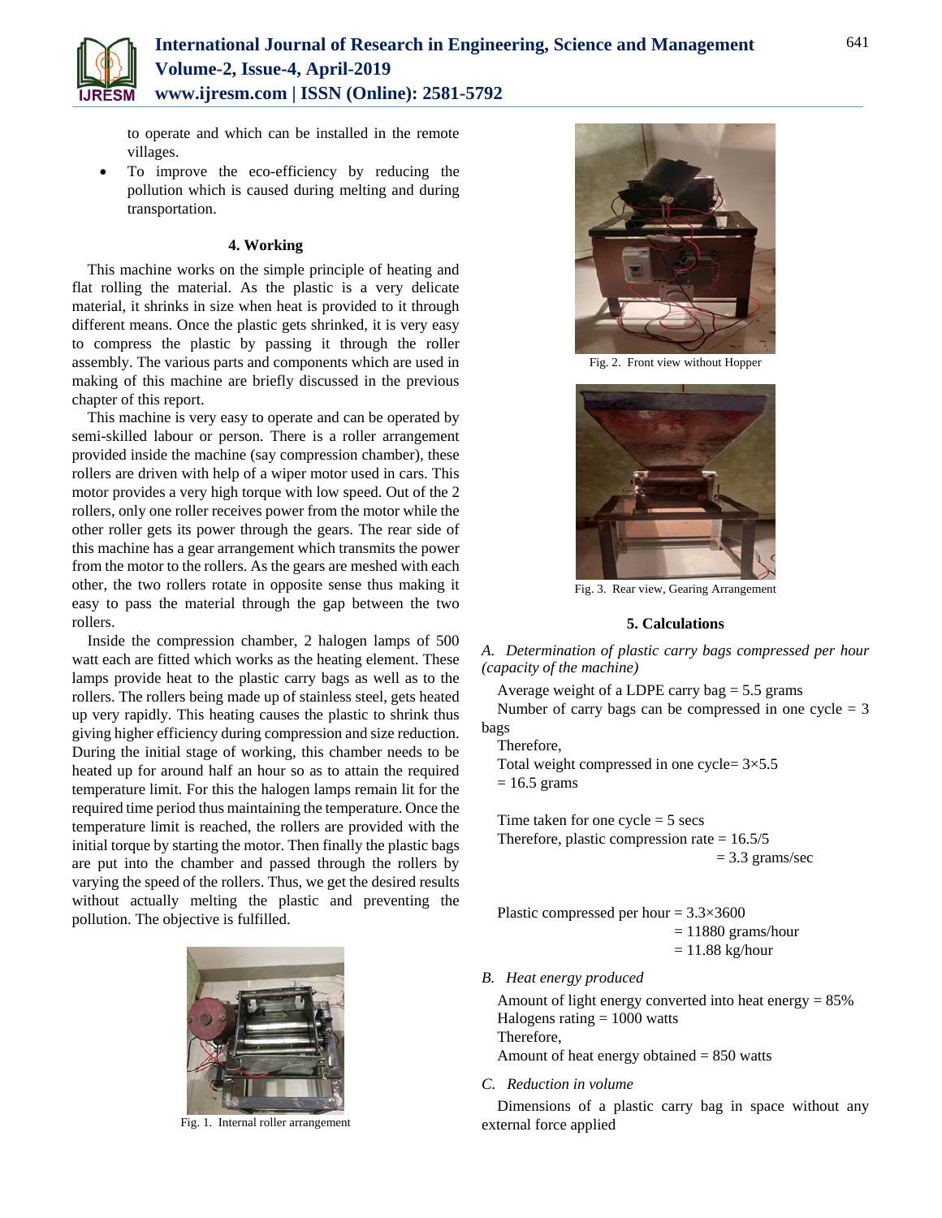to operate and which can be installed in the remote villages.

- To improve the eco-efficiency by reducing the pollution which is caused during melting and during transportation.

## 4. Working

This machine works on the simple principle of heating and flat rolling the material. As the plastic is a very delicate material, it shrinks in size when heat is provided to it through different means. Once the plastic gets shrinked, it is very easy to compress the plastic by passing it through the roller assembly. The various parts and components which are used in making of this machine are briefly discussed in the previous chapter of this report.

This machine is very easy to operate and can be operated by semi-skilled labour or person. There is a roller arrangement provided inside the machine (say compression chamber), these rollers are driven with help of a wiper motor used in cars. This motor provides a very high torque with low speed. Out of the 2 rollers, only one roller receives power from the motor while the other roller gets its power through the gears. The rear side of this machine has a gear arrangement which transmits the power from the motor to the rollers. As the gears are meshed with each other, the two rollers rotate in opposite sense thus making it easy to pass the material through the gap between the two rollers.

Inside the compression chamber, 2 halogen lamps of 500 watt each are fitted which works as the heating element. These lamps provide heat to the plastic carry bags as well as to the rollers. The rollers being made up of stainless steel, gets heated up very rapidly. This heating causes the plastic to shrink thus giving higher efficiency during compression and size reduction. During the initial stage of working, this chamber needs to be heated up for around half an hour so as to attain the required temperature limit. For this the halogen lamps remain lit for the required time period thus maintaining the temperature. Once the temperature limit is reached, the rollers are provided with the initial torque by starting the motor. Then finally the plastic bags are put into the chamber and passed through the rollers by varying the speed of the rollers. Thus, we get the desired results without actually melting the plastic and preventing the pollution. The objective is fulfilled.

Fig. 1. Internal roller arrangement

Fig. 2. Front view without Hopper

Fig. 3. Rear view, Gearing Arrangement

## 5. Calculations

*A. Determination of plastic carry bags compressed per hour (capacity of the machine)*

Average weight of a LDPE carry bag = 5.5 grams
Number of carry bags can be compressed in one cycle = 3 bags
Therefore,
Total weight compressed in one cycle= 3×5.5
= 16.5 grams

Time taken for one cycle = 5 secs
Therefore, plastic compression rate = 16.5/5
= 3.3 grams/sec

Plastic compressed per hour = 3.3×3600
= 11880 grams/hour
= 11.88 kg/hour

*B. Heat energy produced*

Amount of light energy converted into heat energy = 85%
Halogens rating = 1000 watts
Therefore,
Amount of heat energy obtained = 850 watts

*C. Reduction in volume*

Dimensions of a plastic carry bag in space without any external force applied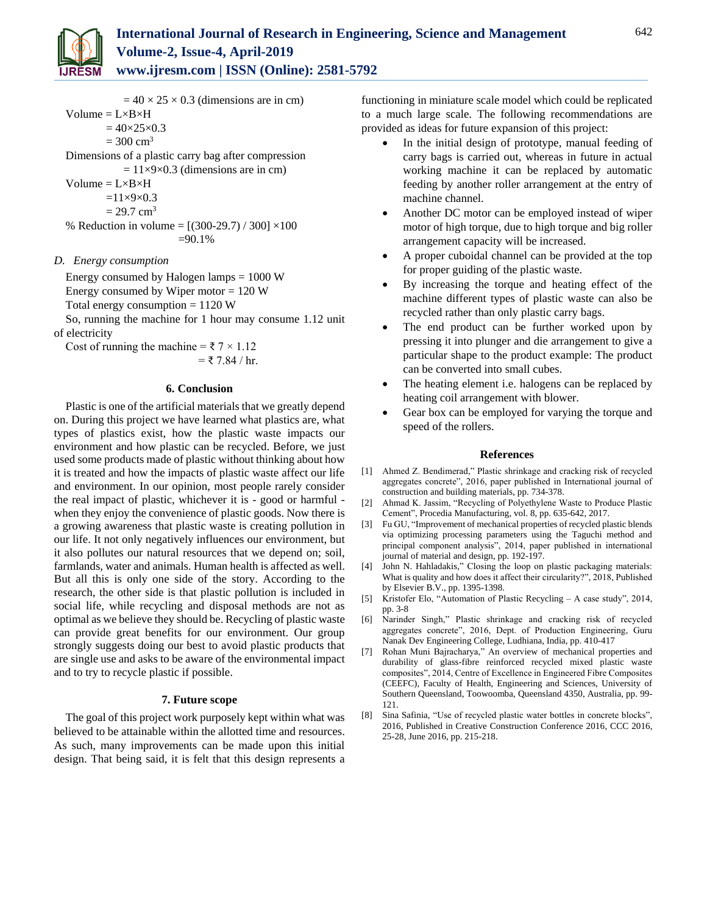$= 40 \times 25 \times 0.3$ (dimensions are in cm)

Volume = L×B×H

$= 40 \times 25 \times 0.3$

$= 300 \text{ cm}^3$

Dimensions of a plastic carry bag after compression

$= 11 \times 9 \times 0.3$ (dimensions are in cm)

Volume = L×B×H

$= 11 \times 9 \times 0.3$

$= 29.7 \text{ cm}^3$

% Reduction in volume = $[(300-29.7) / 300] \times 100$

$= 90.1\%$

### D. *Energy consumption*

Energy consumed by Halogen lamps = 1000 W

Energy consumed by Wiper motor = 120 W

Total energy consumption = 1120 W

So, running the machine for 1 hour may consume 1.12 unit of electricity

Cost of running the machine = ₹ 7 × 1.12

= ₹ 7.84 / hr.

## 6. Conclusion

Plastic is one of the artificial materials that we greatly depend on. During this project we have learned what plastics are, what types of plastics exist, how the plastic waste impacts our environment and how plastic can be recycled. Before, we just used some products made of plastic without thinking about how it is treated and how the impacts of plastic waste affect our life and environment. In our opinion, most people rarely consider the real impact of plastic, whichever it is - good or harmful - when they enjoy the convenience of plastic goods. Now there is a growing awareness that plastic waste is creating pollution in our life. It not only negatively influences our environment, but it also pollutes our natural resources that we depend on; soil, farmlands, water and animals. Human health is affected as well. But all this is only one side of the story. According to the research, the other side is that plastic pollution is included in social life, while recycling and disposal methods are not as optimal as we believe they should be. Recycling of plastic waste can provide great benefits for our environment. Our group strongly suggests doing our best to avoid plastic products that are single use and asks to be aware of the environmental impact and to try to recycle plastic if possible.

## 7. Future scope

The goal of this project work purposely kept within what was believed to be attainable within the allotted time and resources. As such, many improvements can be made upon this initial design. That being said, it is felt that this design represents a functioning in miniature scale model which could be replicated to a much large scale. The following recommendations are provided as ideas for future expansion of this project:

- In the initial design of prototype, manual feeding of carry bags is carried out, whereas in future in actual working machine it can be replaced by automatic feeding by another roller arrangement at the entry of machine channel.
- Another DC motor can be employed instead of wiper motor of high torque, due to high torque and big roller arrangement capacity will be increased.
- A proper cuboidal channel can be provided at the top for proper guiding of the plastic waste.
- By increasing the torque and heating effect of the machine different types of plastic waste can also be recycled rather than only plastic carry bags.
- The end product can be further worked upon by pressing it into plunger and die arrangement to give a particular shape to the product example: The product can be converted into small cubes.
- The heating element i.e. halogens can be replaced by heating coil arrangement with blower.
- Gear box can be employed for varying the torque and speed of the rollers.

## References

[1] Ahmed Z. Bendimerad," Plastic shrinkage and cracking risk of recycled aggregates concrete", 2016, paper published in International journal of construction and building materials, pp. 734-378.

[2] Ahmad K. Jassim, "Recycling of Polyethylene Waste to Produce Plastic Cement", Procedia Manufacturing, vol. 8, pp. 635-642, 2017.

[3] Fu GU, "Improvement of mechanical properties of recycled plastic blends via optimizing processing parameters using the Taguchi method and principal component analysis", 2014, paper published in international journal of material and design, pp. 192-197.

[4] John N. Hahladakis," Closing the loop on plastic packaging materials: What is quality and how does it affect their circularity?", 2018, Published by Elsevier B.V., pp. 1395-1398.

[5] Kristofer Elo, "Automation of Plastic Recycling – A case study", 2014, pp. 3-8

[6] Narinder Singh," Plastic shrinkage and cracking risk of recycled aggregates concrete", 2016, Dept. of Production Engineering, Guru Nanak Dev Engineering College, Ludhiana, India, pp. 410-417

[7] Rohan Muni Bajracharya," An overview of mechanical properties and durability of glass-fibre reinforced recycled mixed plastic waste composites", 2014, Centre of Excellence in Engineered Fibre Composites (CEEFC), Faculty of Health, Engineering and Sciences, University of Southern Queensland, Toowoomba, Queensland 4350, Australia, pp. 99-121.

[8] Sina Safinia, "Use of recycled plastic water bottles in concrete blocks", 2016, Published in Creative Construction Conference 2016, CCC 2016, 25-28, June 2016, pp. 215-218.